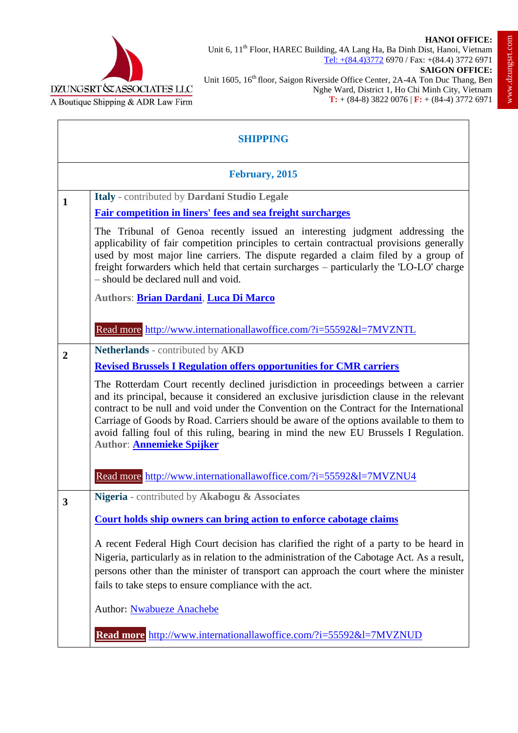DZUNGSRT & ASSOCIATES LLC
A Boutique Shipping & ADR Law Firm

**HANOI OFFICE:**
Unit 6, 11th Floor, HAREC Building, 4A Lang Ha, Ba Dinh Dist, Hanoi, Vietnam
Tel: +(84.4)3772 6970 / Fax: +(84.4) 3772 6971

**SAIGON OFFICE:**
Unit 1605, 16th floor, Saigon Riverside Office Center, 2A-4A Ton Duc Thang, Ben Nghe Ward, District 1, Ho Chi Minh City, Vietnam
**T:** + (84-8) 3822 0076 | **F:** + (84-4) 3772 6971

www.dzungsrt.com

# SHIPPING

## February, 2015

| | |
|---|---|
| **1** | **Italy** - contributed by **Dardani Studio Legale**<br><br>**Fair competition in liners' fees and sea freight surcharges**<br><br>The Tribunal of Genoa recently issued an interesting judgment addressing the applicability of fair competition principles to certain contractual provisions generally used by most major line carriers. The dispute regarded a claim filed by a group of freight forwarders which held that certain surcharges – particularly the 'LO-LO' charge – should be declared null and void.<br><br>**Authors**: **Brian Dardani**, **Luca Di Marco**<br><br>Read more http://www.internationallawoffice.com/?i=55592&l=7MVZNTL |
| **2** | **Netherlands** - contributed by **AKD**<br><br>**Revised Brussels I Regulation offers opportunities for CMR carriers**<br><br>The Rotterdam Court recently declined jurisdiction in proceedings between a carrier and its principal, because it considered an exclusive jurisdiction clause in the relevant contract to be null and void under the Convention on the Contract for the International Carriage of Goods by Road. Carriers should be aware of the options available to them to avoid falling foul of this ruling, bearing in mind the new EU Brussels I Regulation. **Author**: **Annemieke Spijker**<br><br>Read more http://www.internationallawoffice.com/?i=55592&l=7MVZNU4 |
| **3** | **Nigeria** - contributed by **Akabogu & Associates**<br><br>**Court holds ship owners can bring action to enforce cabotage claims**<br><br>A recent Federal High Court decision has clarified the right of a party to be heard in Nigeria, particularly as in relation to the administration of the Cabotage Act. As a result, persons other than the minister of transport can approach the court where the minister fails to take steps to ensure compliance with the act.<br><br>Author: Nwabueze Anachebe<br><br>**Read more** http://www.internationallawoffice.com/?i=55592&l=7MVZNUD |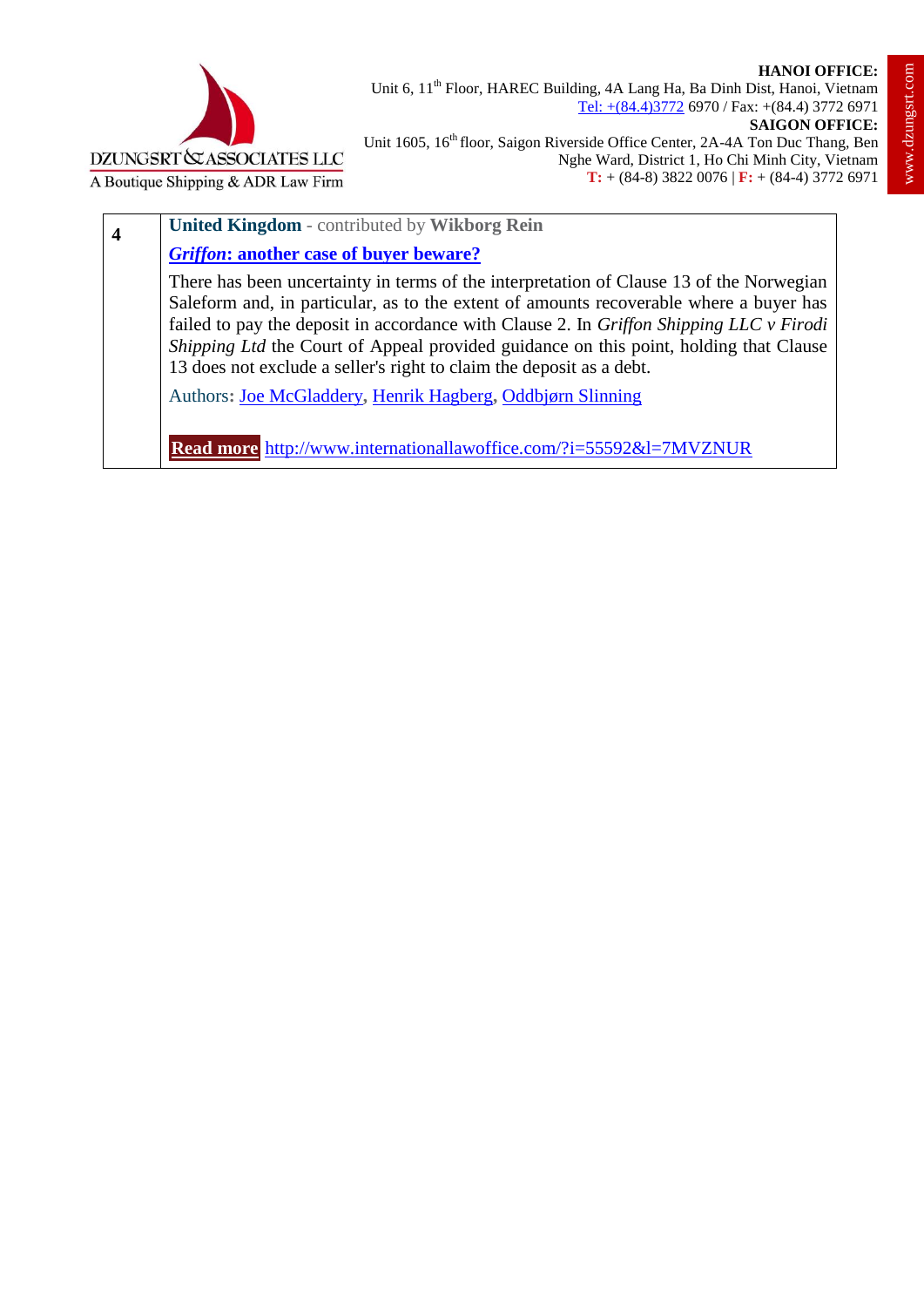| | |
|---|---|
| **4** | **United Kingdom** - contributed by **Wikborg Rein**<br><br>***Griffon*: another case of buyer beware?**<br><br>There has been uncertainty in terms of the interpretation of Clause 13 of the Norwegian Saleform and, in particular, as to the extent of amounts recoverable where a buyer has failed to pay the deposit in accordance with Clause 2. In *Griffon Shipping LLC v Firodi Shipping Ltd* the Court of Appeal provided guidance on this point, holding that Clause 13 does not exclude a seller's right to claim the deposit as a debt.<br><br>Authors: Joe McGladdery, Henrik Hagberg, Oddbjørn Slinning<br><br>**Read more** http://www.internationallawoffice.com/?i=55592&l=7MVZNUR |